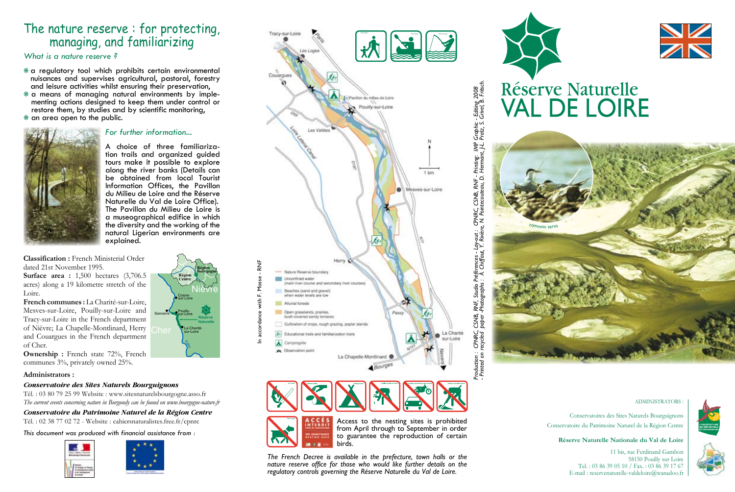# The nature reserve : for protecting, managing, and familiarizing

*What is a nature reserve ?*

- a regulatory tool which prohibits certain environmental nuisances and supervises agricultural, pastoral, forestry and leisure activities whilst ensuring their preservation,
- a means of managing natural environments by implementing actions designed to keep them under control or restore them, by studies and by scientific monitoring,
- an area open to the public.

*For further information...*

A choice of three familiarization trails and organized guided tours make it possible to explore along the river banks (Details can be obtained from local Tourist Information Offices, the Pavillon du Milieu de Loire and the Réserve Naturelle du Val de Loire Office). The Pavillon du Milieu de Loire is a museographical edifice in which the diversity and the working of the natural Ligerian environments are explained.

**Classification :** French Ministerial Order dated 21st November 1995.

**Surface area :** 1,500 hectares (3,706.5 acres) along a 19 kilometre stretch of the Loire.

**French communes :** La Charité-sur-Loire, Mesves-sur-Loire, Pouilly-sur-Loire and Tracy-sur-Loire in the French department of Nièvre; La Chapelle-Montlinard, Herry and Couargues in the French department of Cher.

**Ownership :** French state 72%, French communes 3%, privately owned 25%.

**Administrators :**

***Conservatoire des Sites Naturels Bourguignons***

Tél. : 03 80 79 25 99 Website : www.sitesnaturelsbourgogne.asso.fr

*The current events concerning nature in Burgundy can be found on www.bourgogne-nature.fr*

***Conservatoire du Patrimoine Naturel de la Région Centre***

Tél. : 02 38 77 02 72 - Website : cahiersnaturalistes.free.fr/cpnrc

*This document was produced with financial assistance from :*

In accordance with F. Mosse - RNF

Legend:
- Nature Reserve boundary
- Unconfined water (main river course and secondary river courses)
- Beaches (sand and gravel) when water levels are low
- Alluvial forests
- Open grasslands, prairies, bush-covered sandy terraces
- Cultivation of crops, rough grazing, poplar stands
- Educational trails and familiarization trails
- Campingsite
- Observation point

Access to the nesting sites is prohibited from April through to September in order to guarantee the reproduction of certain birds.

*The French Decree is available in the prefecture, town halls or the nature reserve office for those who would like further details on the regulatory controls governing the Réserve Naturelle du Val de Loire.*

*Production : CPNRC, CSNB, RNF, Studio Préférences - Lay-out : CPNRC, CSNB, RNF - Printing : IMP Graphic - Editing 2008 - Printed on recycled paper - Photographs : A. Chiffaut, Y. Rivière, N. Pointecouteau, D. Hermant, J-L. Pratz, S. Grivel, B. Fritsch.*

# Réserve Naturelle VAL DE LOIRE

common terns

ADMINISTRATORS :

Conservatoires des Sites Naturels Bourguignons

Conservatoire du Patrimoine Naturel de la Région Centre

**Réserve Naturelle Nationale du Val de Loire**

11 bis, rue Ferdinand Gambon
58150 Pouilly sur Loire
Tel. : 03 86 39 05 10 / Fax. : 03 86 39 17 67
E-mail : reservenaturelle-valdeloire@wanadoo.fr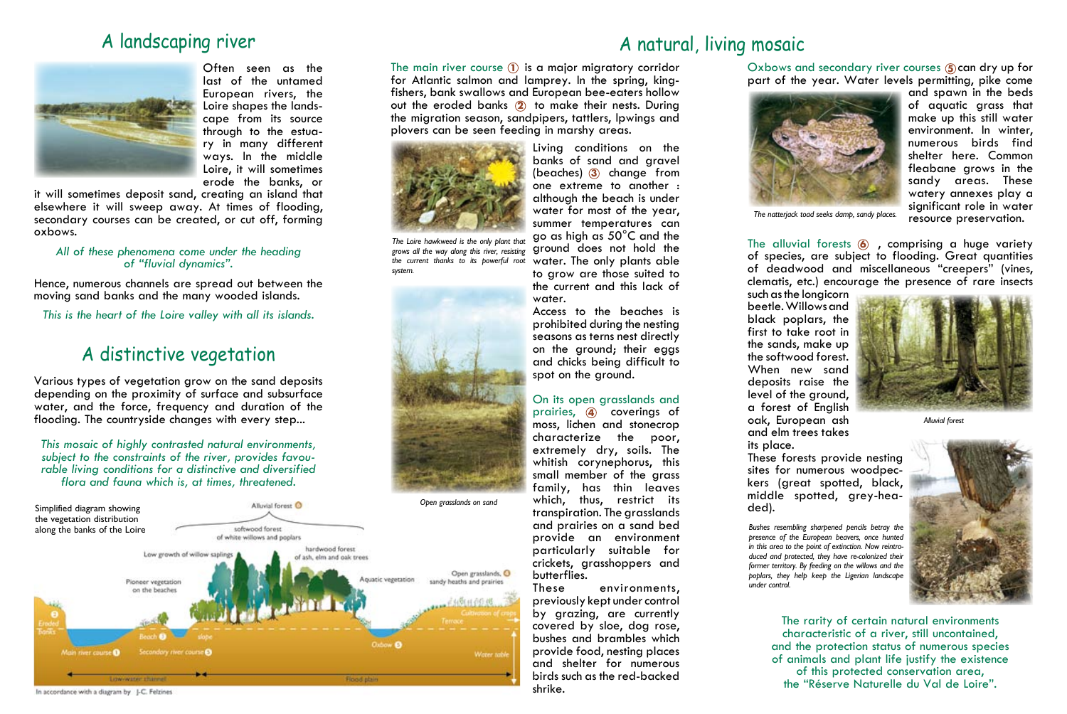# A landscaping river

Often seen as the last of the untamed European rivers, the Loire shapes the landscape from its source through to the estuary in many different ways. In the middle Loire, it will sometimes erode the banks, or it will sometimes deposit sand, creating an island that elsewhere it will sweep away. At times of flooding, secondary courses can be created, or cut off, forming oxbows.

*All of these phenomena come under the heading of "fluvial dynamics".*

Hence, numerous channels are spread out between the moving sand banks and the many wooded islands.

*This is the heart of the Loire valley with all its islands.*

# A distinctive vegetation

Various types of vegetation grow on the sand deposits depending on the proximity of surface and subsurface water, and the force, frequency and duration of the flooding. The countryside changes with every step...

*This mosaic of highly contrasted natural environments, subject to the constraints of the river, provides favourable living conditions for a distinctive and diversified flora and fauna which is, at times, threatened.*

Simplified diagram showing the vegetation distribution along the banks of the Loire

Alluvial forest 6
softwood forest of white willows and poplars
Low growth of willow saplings
hardwood forest of ash, elm and oak trees
Pioneer vegetation on the beaches
Aquatic vegetation
Open grasslands 4 sandy heaths and prairies
2 Eroded Banks
Beach 3
slope
Cultivation of crops
Terrace
Main river course 1
Secondary river course 5
Oxbow 5
Water table
Low-water channel
Flood plain

In accordance with a diagram by J-C. Felzines

# A natural, living mosaic

The main river course ① is a major migratory corridor for Atlantic salmon and lamprey. In the spring, kingfishers, bank swallows and European bee-eaters hollow out the eroded banks ② to make their nests. During the migration season, sandpipers, tattlers, lpwings and plovers can be seen feeding in marshy areas.

*The Loire hawkweed is the only plant that grows all the way along this river, resisting the current thanks to its powerful root system.*

Living conditions on the banks of sand and gravel (beaches) ③ change from one extreme to another : although the beach is under water for most of the year, summer temperatures can go as high as 50°C and the ground does not hold the water. The only plants able to grow are those suited to the current and this lack of water.

Access to the beaches is prohibited during the nesting seasons as terns nest directly on the ground; their eggs and chicks being difficult to spot on the ground.

*Open grasslands on sand*

On its open grasslands and prairies, ④ coverings of moss, lichen and stonecrop characterize the poor, extremely dry, soils. The whitish corynephorus, this small member of the grass family, has thin leaves which, thus, restrict its transpiration. The grasslands and prairies on a sand bed provide an environment particularly suitable for crickets, grasshoppers and butterflies.

These environments, previously kept under control by grazing, are currently covered by sloe, dog rose, bushes and brambles which provide food, nesting places and shelter for numerous birds such as the red-backed shrike.

Oxbows and secondary river courses ⑤ can dry up for part of the year. Water levels permitting, pike come and spawn in the beds of aquatic grass that make up this still water environment. In winter, numerous birds find shelter here. Common fleabane grows in the sandy areas. These watery annexes play a significant role in water resource preservation.

*The natterjack toad seeks damp, sandy places.*

The alluvial forests ⑥ , comprising a huge variety of species, are subject to flooding. Great quantities of deadwood and miscellaneous "creepers" (vines, clematis, etc.) encourage the presence of rare insects such as the longicorn beetle. Willows and black poplars, the first to take root in the sands, make up the softwood forest. When new sand deposits raise the level of the ground, a forest of English oak, European ash and elm trees takes its place.

*Alluvial forest*

These forests provide nesting sites for numerous woodpeckers (great spotted, black, middle spotted, grey-headed).

*Bushes resembling sharpened pencils betray the presence of the European beavers, once hunted in this area to the point of extinction. Now reintroduced and protected, they have re-colonized their former territory. By feeding on the willows and the poplars, they help keep the Ligerian landscape under control.*

The rarity of certain natural environments characteristic of a river, still uncontained, and the protection status of numerous species of animals and plant life justify the existence of this protected conservation area, the "Réserve Naturelle du Val de Loire".